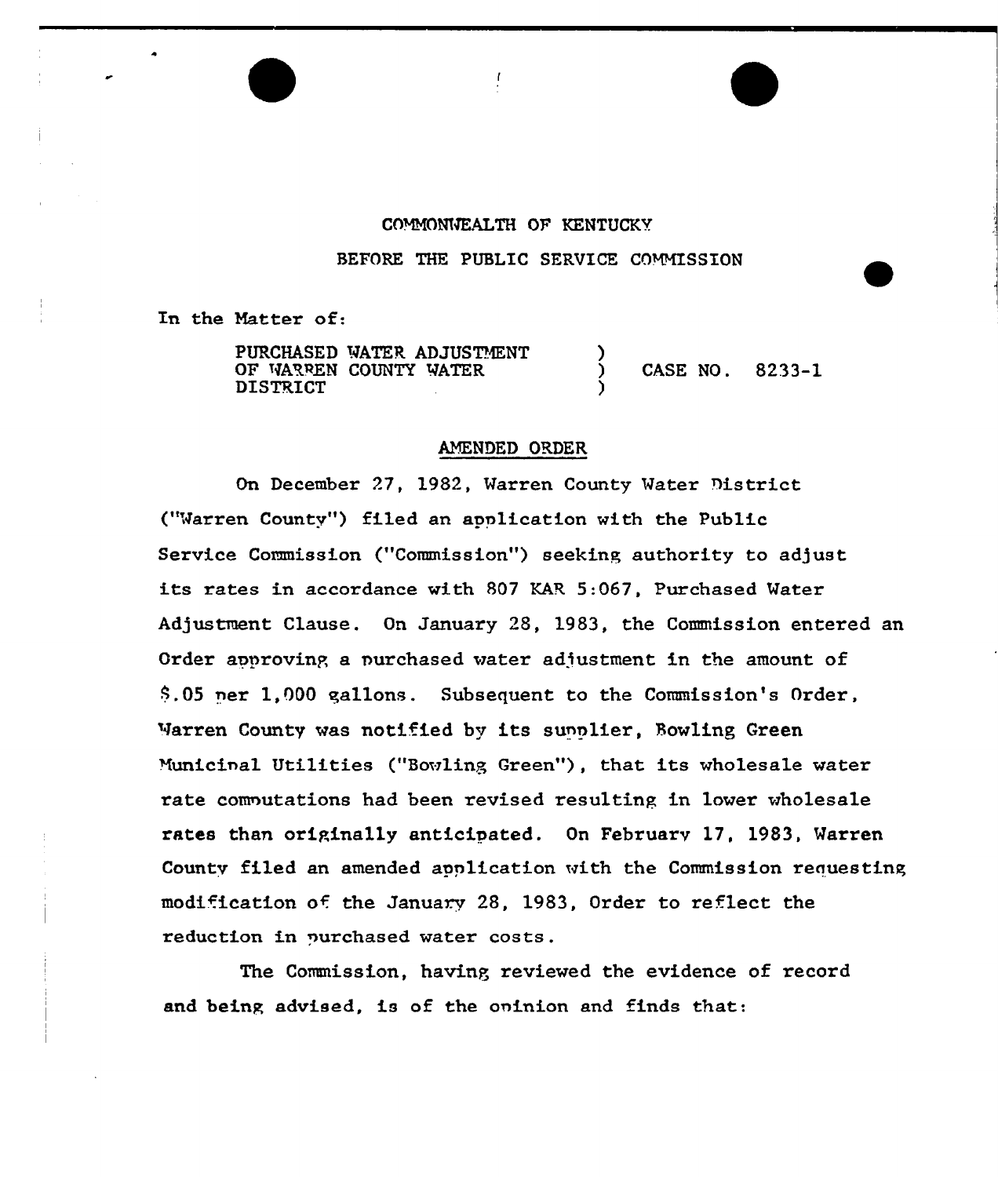COMMONWEALTH OF KENTUCKY

BEFORE THE PUBLIC SERVICE COMMISSION

In the Matter of:

PURCHASED WATER ADJUSTMENT OF WARREN COUNTY WATER DISTRICT ) CASE NO. 8233-1

## AMENDED ORDER

On December 27, 1982, Warren County Water District ("Warren County") filed an application with the Public Service Commission ("Commission") seeking authority to adjust its rates in accordance with 807 KAR 5:067, Purchased Water Adjustment Clause. On January 28, 1983, the Commission entered an Order approving a purchased water adjustment in the amount of $.05 per 1,000 gallons. Subsequent to the Commission's Order, Warren County was notified by its supplier, Bowling Green Municipal Utilities ("Bowling Green"), that its wholesale water rate computations had been revised resulting in lower wholesale rates than originally anticipated. On February 17, 1983, Warren County filed an amended application with the Commission requesting modification of the January 28, 1983, Order to reflect the reduction in purchased water costs.

The Commission, having reviewed the evidence of record and being advised, is of the opinion and finds that: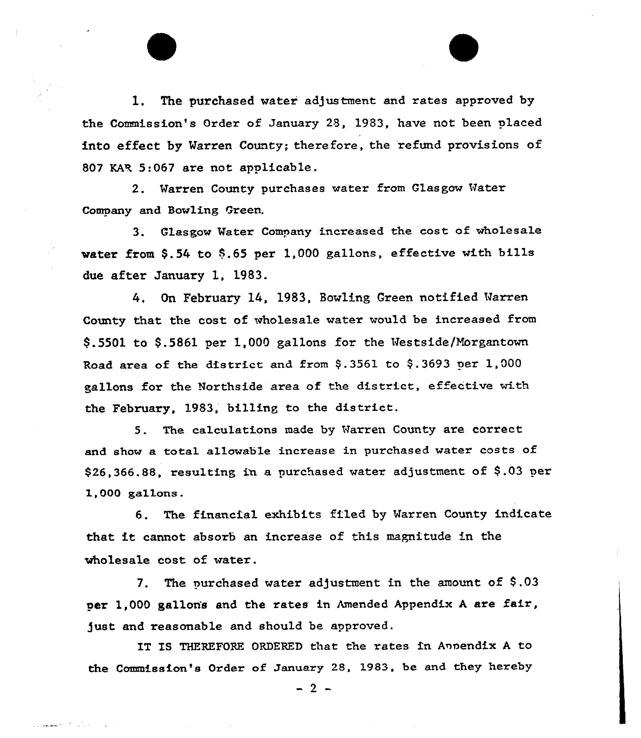1. The purchased water adjustment and rates approved by the Commission's Order of January 28, 1983, have not been placed into effect by Warren County; therefore, the refund provisions of 807 KAR 5:067 are not applicable.

2. Warren County purchases water from Glasgow Water Company and Bowling Green.

3. Glasgow Water Company increased the cost of wholesale water from $.54 to $.65 per 1,000 gallons, effective with bills due after January 1, 1983.

4. On February 14, 1983, Bowling Green notified Warren County that the cost of wholesale water would be increased from $.5501 to $.5861 per 1,000 gallons for the Westside/Morgantown Road area of the district and from $.3561 to $.3693 per 1,000 gallons for the Northside area of the district, effective with the February, 1983, billing to the district.

5. The calculations made by Warren County are correct and show a total allowable increase in purchased water costs of $26,366.88, resulting in a purchased water adjustment of $.03 per 1,000 gallons.

6. The financial exhibits filed by Warren County indicate that it cannot absorb an increase of this magnitude in the wholesale cost of water.

7. The purchased water adjustment in the amount of $.03 per 1,000 gallons and the rates in Amended Appendix A are fair, just and reasonable and should be approved.

IT IS THEREFORE ORDERED that the rates in Appendix A to the Commission's Order of January 28, 1983, be and they hereby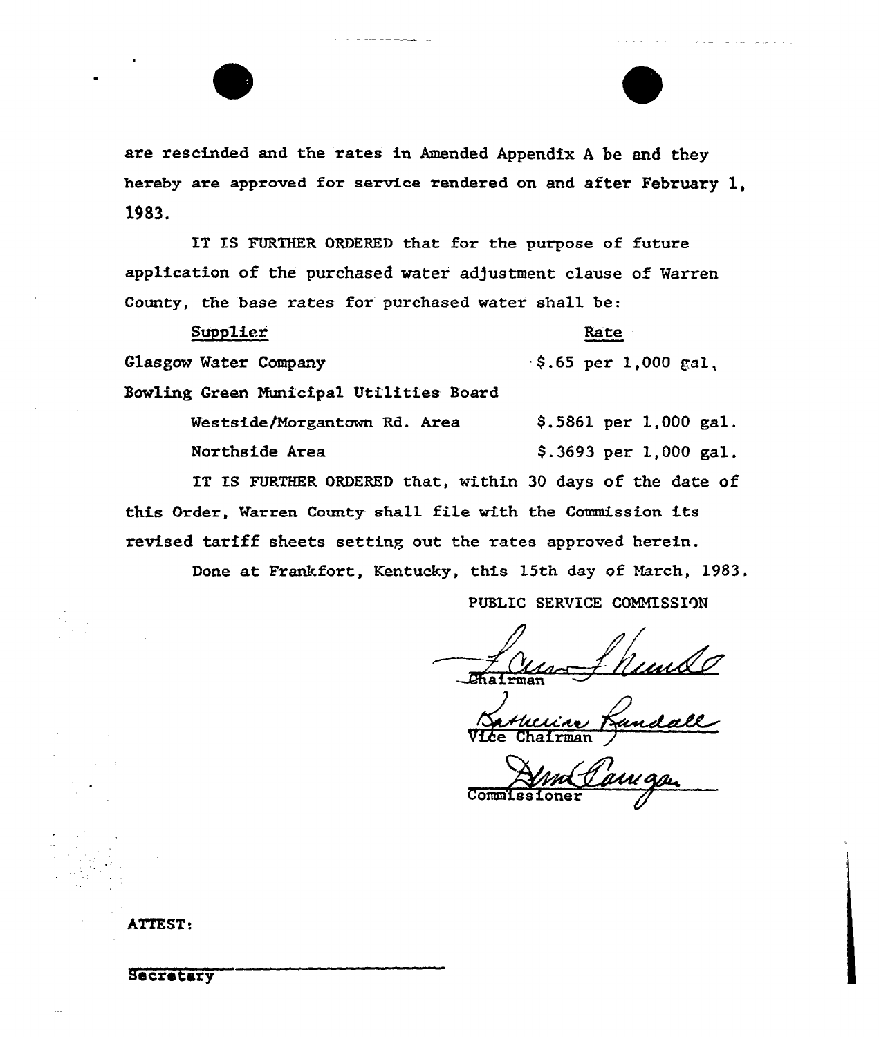are rescinded and the rates in Amended Appendix A be and they hereby are approved for service rendered on and after February 1, 1983.

IT IS FURTHER ORDERED that for the purpose of future application of the purchased water adjustment clause of Warren County, the base rates for purchased water shall be:

| Supplier | Rate |
|---|---|
| Glasgow Water Company | $.65 per 1,000 gal. |
| Bowling Green Municipal Utilities Board | |
| Westside/Morgantown Rd. Area | $.5861 per 1,000 gal. |
| Northside Area | $.3693 per 1,000 gal. |

IT IS FURTHER ORDERED that, within 30 days of the date of this Order, Warren County shall file with the Commission its revised tariff sheets setting out the rates approved herein.

Done at Frankfort, Kentucky, this 15th day of March, 1983.

PUBLIC SERVICE COMMISSION

Chairman

Vice Chairman

Commissioner

ATTEST:

Secretary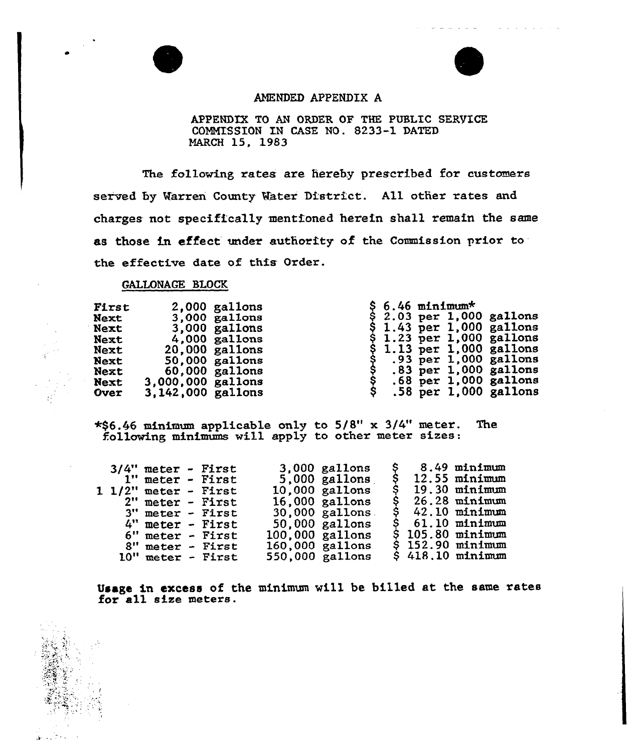# AMENDED APPENDIX A

APPENDIX TO AN ORDER OF THE PUBLIC SERVICE COMMISSION IN CASE NO. 8233-1 DATED MARCH 15, 1983

The following rates are hereby prescribed for customers served by Warren County Water District. All other rates and charges not specifically mentioned herein shall remain the same as those in effect under authority of the Commission prior to the effective date of this Order.

GALLONAGE BLOCK

| | | |
|---|---|---|
| First | 2,000 gallons | $ 6.46 minimum* |
| Next | 3,000 gallons | $ 2.03 per 1,000 gallons |
| Next | 3,000 gallons | $ 1.43 per 1,000 gallons |
| Next | 4,000 gallons | $ 1.23 per 1,000 gallons |
| Next | 20,000 gallons | $ 1.13 per 1,000 gallons |
| Next | 50,000 gallons | $ .93 per 1,000 gallons |
| Next | 60,000 gallons | $ .83 per 1,000 gallons |
| Next | 3,000,000 gallons | $ .68 per 1,000 gallons |
| Over | 3,142,000 gallons | $ .58 per 1,000 gallons |

*$6.46 minimum applicable only to 5/8" x 3/4" meter. The following minimums will apply to other meter sizes:

| | | |
|---|---|---|
| 3/4" meter - First | 3,000 gallons | $ 8.49 minimum |
| 1" meter - First | 5,000 gallons | $ 12.55 minimum |
| 1 1/2" meter - First | 10,000 gallons | $ 19.30 minimum |
| 2" meter - First | 16,000 gallons | $ 26.28 minimum |
| 3" meter - First | 30,000 gallons | $ 42.10 minimum |
| 4" meter - First | 50,000 gallons | $ 61.10 minimum |
| 6" meter - First | 100,000 gallons | $ 105.80 minimum |
| 8" meter - First | 160,000 gallons | $ 152.90 minimum |
| 10" meter - First | 550,000 gallons | $ 418.10 minimum |

Usage in excess of the minimum will be billed at the same rates for all size meters.